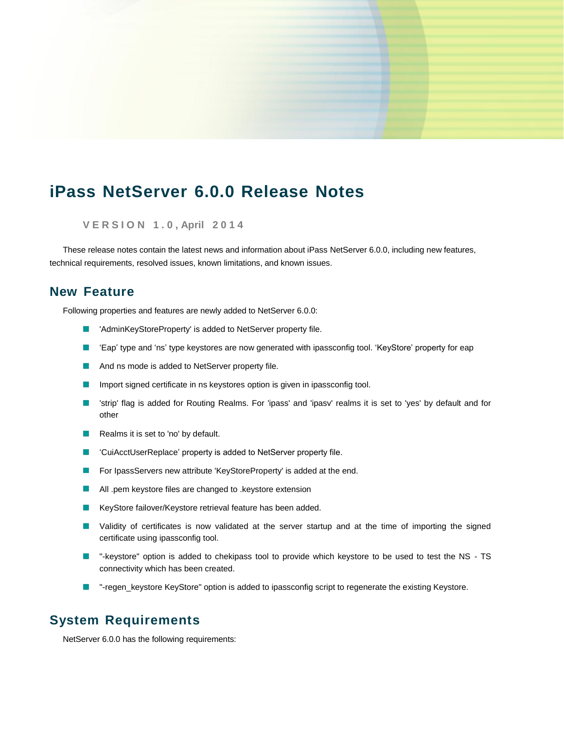# iPass NetServer 6.0.0 Release Notes

VERSION 1.0, April 2014

These release notes contain the latest news and information about iPass NetServer 6.0.0, including new features, technical requirements, resolved issues, known limitations, and known issues.

## New Feature

Following properties and features are newly added to NetServer 6.0.0:

- 'AdminKeyStoreProperty' is added to NetServer property file.
- 'Eap' type and 'ns' type keystores are now generated with ipassconfig tool. 'KeyStore' property for eap
- And ns mode is added to NetServer property file.
- Import signed certificate in ns keystores option is given in ipassconfig tool.
- 'strip' flag is added for Routing Realms. For 'ipass' and 'ipasv' realms it is set to 'yes' by default and for other
- Realms it is set to 'no' by default.
- 'CuiAcctUserReplace' property is added to NetServer property file.
- For IpassServers new attribute 'KeyStoreProperty' is added at the end.
- All .pem keystore files are changed to .keystore extension
- KeyStore failover/Keystore retrieval feature has been added.
- Validity of certificates is now validated at the server startup and at the time of importing the signed certificate using ipassconfig tool.
- "-keystore" option is added to chekipass tool to provide which keystore to be used to test the NS - TS connectivity which has been created.
- "-regen_keystore KeyStore" option is added to ipassconfig script to regenerate the existing Keystore.

## System Requirements

NetServer 6.0.0 has the following requirements: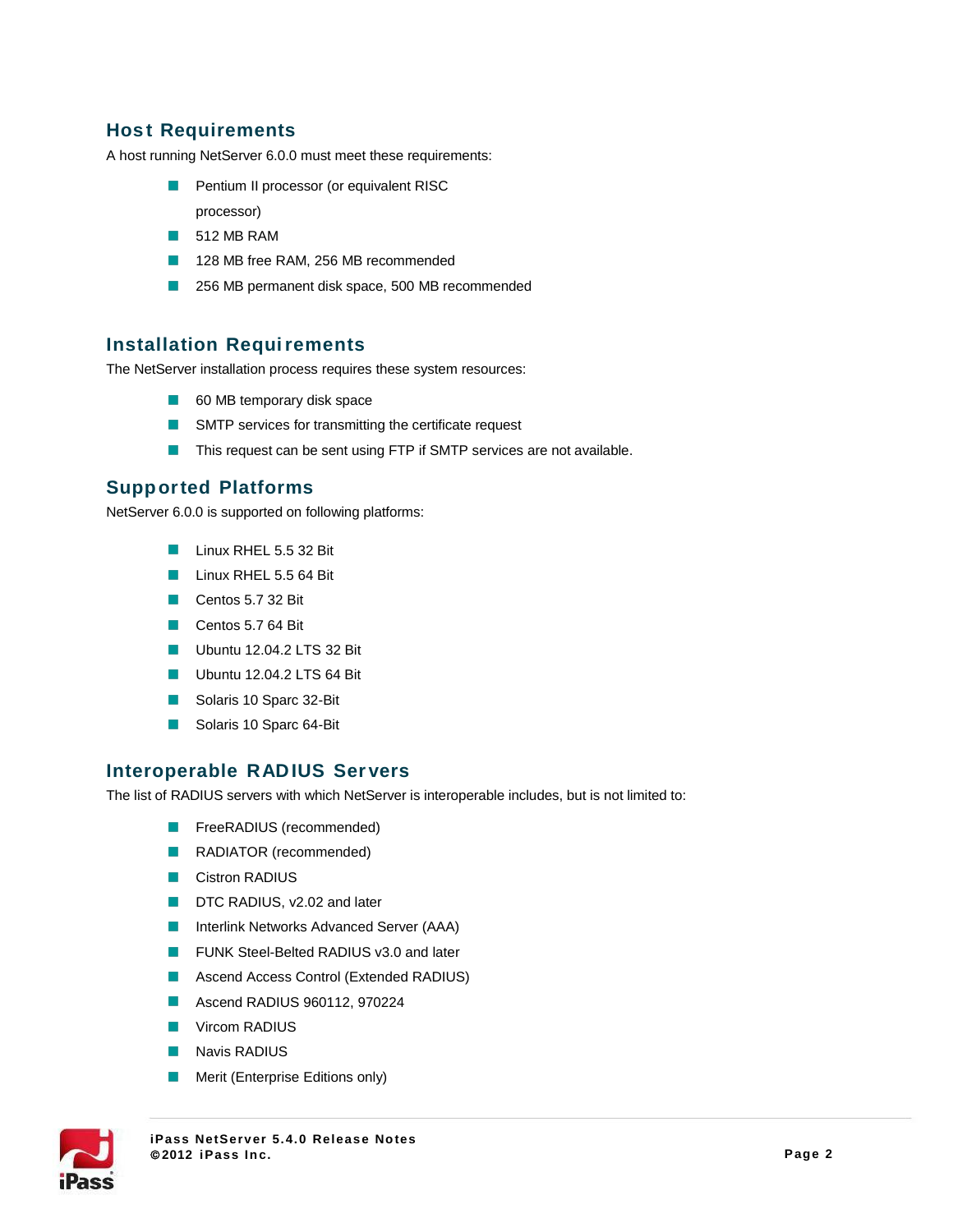## Host Requirements

A host running NetServer 6.0.0 must meet these requirements:

- Pentium II processor (or equivalent RISC processor)
- 512 MB RAM
- 128 MB free RAM, 256 MB recommended
- 256 MB permanent disk space, 500 MB recommended

## Installation Requirements

The NetServer installation process requires these system resources:

- 60 MB temporary disk space
- SMTP services for transmitting the certificate request
- This request can be sent using FTP if SMTP services are not available.

## Supported Platforms

NetServer 6.0.0 is supported on following platforms:

- Linux RHEL 5.5 32 Bit
- Linux RHEL 5.5 64 Bit
- Centos 5.7 32 Bit
- Centos 5.7 64 Bit
- Ubuntu 12.04.2 LTS 32 Bit
- Ubuntu 12.04.2 LTS 64 Bit
- Solaris 10 Sparc 32-Bit
- Solaris 10 Sparc 64-Bit

## Interoperable RADIUS Servers

The list of RADIUS servers with which NetServer is interoperable includes, but is not limited to:

- FreeRADIUS (recommended)
- RADIATOR (recommended)
- Cistron RADIUS
- DTC RADIUS, v2.02 and later
- Interlink Networks Advanced Server (AAA)
- FUNK Steel-Belted RADIUS v3.0 and later
- Ascend Access Control (Extended RADIUS)
- Ascend RADIUS 960112, 970224
- Vircom RADIUS
- Navis RADIUS
- Merit (Enterprise Editions only)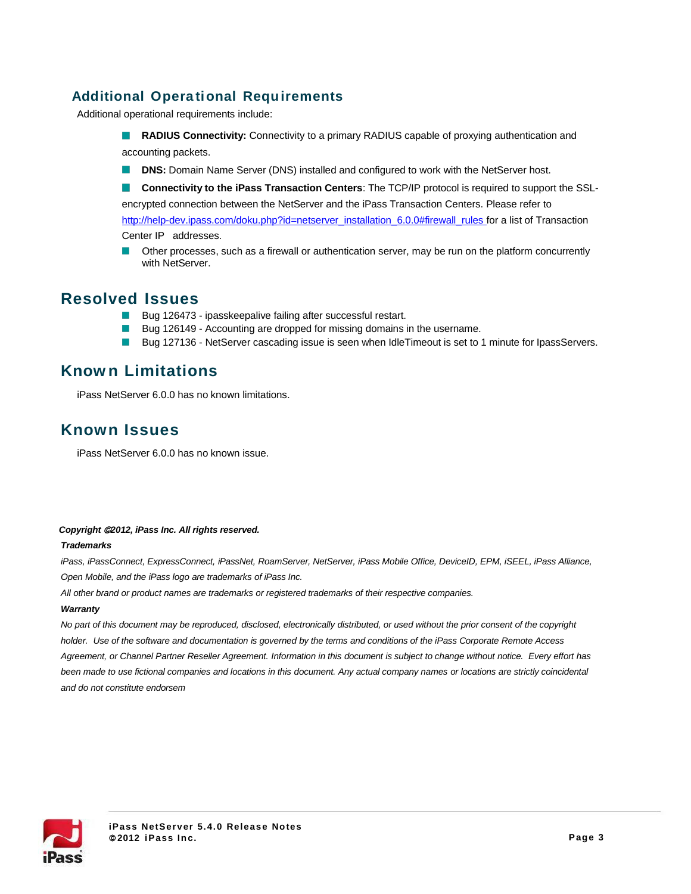## Additional Operational Requirements

Additional operational requirements include:

- **RADIUS Connectivity:** Connectivity to a primary RADIUS capable of proxying authentication and accounting packets.
- **DNS:** Domain Name Server (DNS) installed and configured to work with the NetServer host.
- **Connectivity to the iPass Transaction Centers**: The TCP/IP protocol is required to support the SSL-encrypted connection between the NetServer and the iPass Transaction Centers. Please refer to http://help-dev.ipass.com/doku.php?id=netserver_installation_6.0.0#firewall_rules for a list of Transaction Center IP addresses.
- Other processes, such as a firewall or authentication server, may be run on the platform concurrently with NetServer.

## Resolved Issues

- Bug 126473 - ipasskeepalive failing after successful restart.
- Bug 126149 - Accounting are dropped for missing domains in the username.
- Bug 127136 - NetServer cascading issue is seen when IdleTimeout is set to 1 minute for IpassServers.

## Known Limitations

iPass NetServer 6.0.0 has no known limitations.

## Known Issues

iPass NetServer 6.0.0 has no known issue.

***Copyright ©2012, iPass Inc. All rights reserved.***

***Trademarks***

*iPass, iPassConnect, ExpressConnect, iPassNet, RoamServer, NetServer, iPass Mobile Office, DeviceID, EPM, iSEEL, iPass Alliance, Open Mobile, and the iPass logo are trademarks of iPass Inc.*

*All other brand or product names are trademarks or registered trademarks of their respective companies.*

***Warranty***

*No part of this document may be reproduced, disclosed, electronically distributed, or used without the prior consent of the copyright holder. Use of the software and documentation is governed by the terms and conditions of the iPass Corporate Remote Access Agreement, or Channel Partner Reseller Agreement. Information in this document is subject to change without notice. Every effort has been made to use fictional companies and locations in this document. Any actual company names or locations are strictly coincidental and do not constitute endorsem*